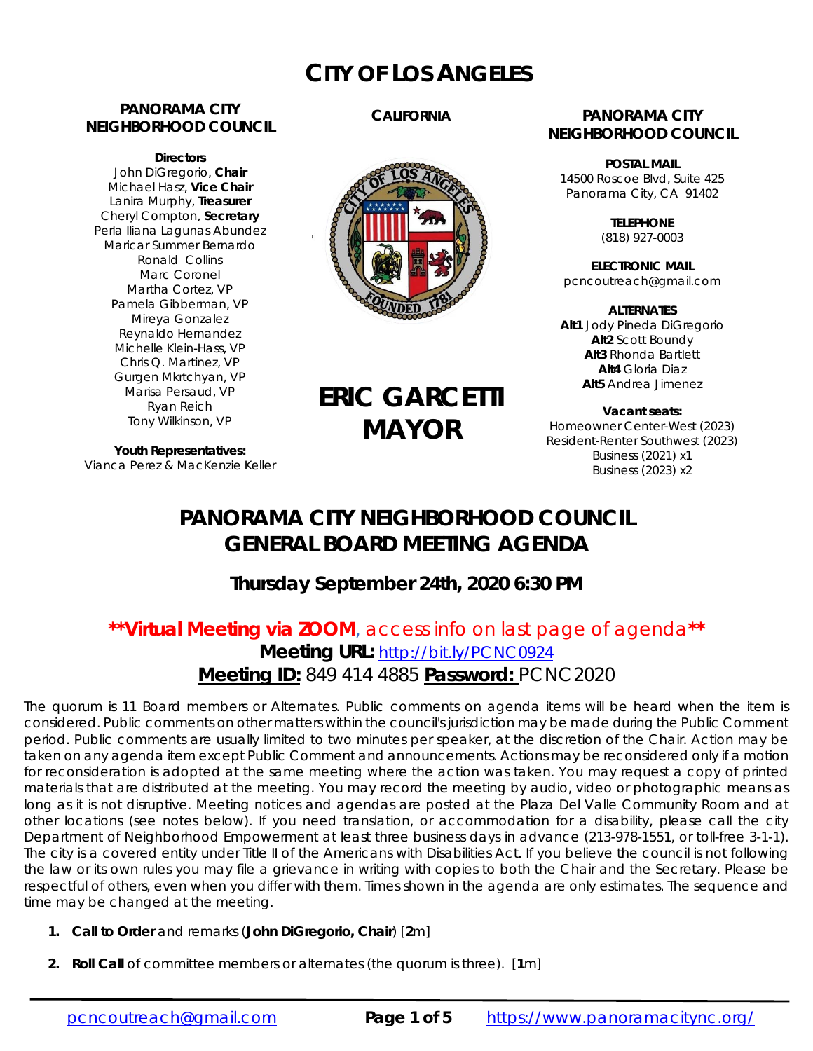# CITY OF LOS ANGELES

**PANORAMA CITY NEIGHBORHOOD COUNCIL**

**Directors**
John DiGregorio, **Chair**
Michael Hasz, **Vice Chair**
Lanira Murphy, **Treasurer**
Cheryl Compton, **Secretary**
Perla Iliana Lagunas Abundez
Maricar Summer Bernardo
Ronald Collins
Marc Coronel
Martha Cortez, VP
Pamela Gibberman, VP
Mireya Gonzalez
Reynaldo Hernandez
Michelle Klein-Hass, VP
Chris Q. Martinez, VP
Gurgen Mkrtchyan, VP
Marisa Persaud, VP
Ryan Reich
Tony Wilkinson, VP

**Youth Representatives:**
Vianca Perez & MacKenzie Keller

**CALIFORNIA**

**ERIC GARCETTI MAYOR**

**PANORAMA CITY NEIGHBORHOOD COUNCIL**

**POSTAL MAIL**
14500 Roscoe Blvd, Suite 425
Panorama City, CA 91402

**TELEPHONE**
(818) 927-0003

**ELECTRONIC MAIL**
pcncoutreach@gmail.com

**ALTERNATES**
**Alt1** Jody Pineda DiGregorio
**Alt2** Scott Boundy
**Alt3** Rhonda Bartlett
**Alt4** Gloria Diaz
**Alt5** Andrea Jimenez

**Vacant seats:**
Homeowner Center-West (2023)
Resident-Renter Southwest (2023)
Business (2021) x1
Business (2023) x2

## PANORAMA CITY NEIGHBORHOOD COUNCIL GENERAL BOARD MEETING AGENDA

### Thursday September 24th, 2020 6:30 PM

**\*\*Virtual Meeting via ZOOM**, access info on last page of agenda\*\*

**Meeting URL:** http://bit.ly/PCNC0924

**Meeting ID:** 849 414 4885 **Password:** PCNC2020

The quorum is 11 Board members or Alternates. Public comments on agenda items will be heard when the item is considered. Public comments on other matters within the council's jurisdiction may be made during the Public Comment period. Public comments are usually limited to two minutes per speaker, at the discretion of the Chair. Action may be taken on any agenda item except Public Comment and announcements. Actions may be reconsidered only if a motion for reconsideration is adopted at the same meeting where the action was taken. You may request a copy of printed materials that are distributed at the meeting. You may record the meeting by audio, video or photographic means as long as it is not disruptive. Meeting notices and agendas are posted at the Plaza Del Valle Community Room and at other locations (see notes below). If you need translation, or accommodation for a disability, please call the city Department of Neighborhood Empowerment at least three business days in advance (213-978-1551, or toll-free 3-1-1). The city is a covered entity under Title II of the Americans with Disabilities Act. If you believe the council is not following the law or its own rules you may file a grievance in writing with copies to both the Chair and the Secretary. Please be respectful of others, even when you differ with them. Times shown in the agenda are only estimates. The sequence and time may be changed at the meeting.

1. **Call to Order** and remarks (**John DiGregorio, Chair**) [**2**m]
2. **Roll Call** of committee members or alternates (the quorum is three). [**1**m]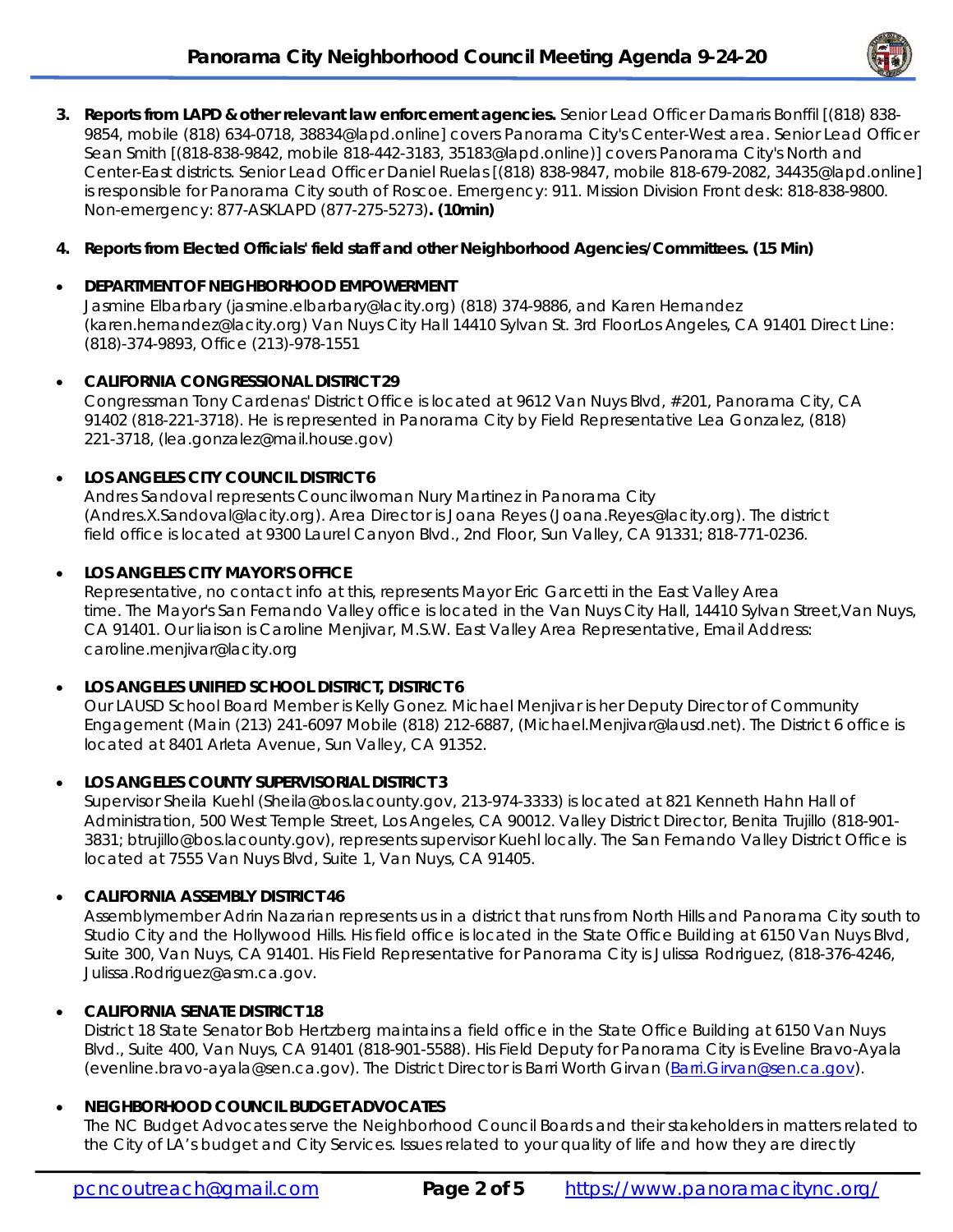3. **Reports from LAPD & other relevant law enforcement agencies.** Senior Lead Officer Damaris Bonffil [(818) 838-9854, mobile (818) 634-0718, 38834@lapd.online] covers Panorama City's Center-West area. Senior Lead Officer Sean Smith [(818-838-9842, mobile 818-442-3183, 35183@lapd.online)] covers Panorama City's North and Center-East districts. Senior Lead Officer Daniel Ruelas [(818) 838-9847, mobile 818-679-2082, 34435@lapd.online] is responsible for Panorama City south of Roscoe. Emergency: 911. Mission Division Front desk: 818-838-9800. Non-emergency: 877-ASKLAPD (877-275-5273)**. (10min)**

4. **Reports from Elected Officials' field staff and other Neighborhood Agencies/Committees. (15 Min)**

- **DEPARTMENT OF NEIGHBORHOOD EMPOWERMENT**
  Jasmine Elbarbary (jasmine.elbarbary@lacity.org) (818) 374-9886, and Karen Hernandez (karen.hernandez@lacity.org) Van Nuys City Hall 14410 Sylvan St. 3rd FloorLos Angeles, CA 91401 Direct Line: (818)-374-9893, Office (213)-978-1551

- **CALIFORNIA CONGRESSIONAL DISTRICT 29**
  Congressman Tony Cardenas' District Office is located at 9612 Van Nuys Blvd, #201, Panorama City, CA 91402 (818-221-3718). He is represented in Panorama City by Field Representative Lea Gonzalez, (818) 221-3718, (lea.gonzalez@mail.house.gov)

- **LOS ANGELES CITY COUNCIL DISTRICT 6**
  Andres Sandoval represents Councilwoman Nury Martinez in Panorama City (Andres.X.Sandoval@lacity.org). Area Director is Joana Reyes (Joana.Reyes@lacity.org). The district field office is located at 9300 Laurel Canyon Blvd., 2nd Floor, Sun Valley, CA 91331; 818-771-0236.

- **LOS ANGELES CITY MAYOR'S OFFICE**
  Representative, no contact info at this, represents Mayor Eric Garcetti in the East Valley Area time. The Mayor's San Fernando Valley office is located in the Van Nuys City Hall, 14410 Sylvan Street,Van Nuys, CA 91401. Our liaison is Caroline Menjivar, M.S.W. East Valley Area Representative, Email Address: caroline.menjivar@lacity.org

- **LOS ANGELES UNIFIED SCHOOL DISTRICT, DISTRICT 6**
  Our LAUSD School Board Member is Kelly Gonez. Michael Menjivar is her Deputy Director of Community Engagement (Main (213) 241-6097 Mobile (818) 212-6887, (Michael.Menjivar@lausd.net). The District 6 office is located at 8401 Arleta Avenue, Sun Valley, CA 91352.

- **LOS ANGELES COUNTY SUPERVISORIAL DISTRICT 3**
  Supervisor Sheila Kuehl (Sheila@bos.lacounty.gov, 213-974-3333) is located at 821 Kenneth Hahn Hall of Administration, 500 West Temple Street, Los Angeles, CA 90012. Valley District Director, Benita Trujillo (818-901-3831; btrujillo@bos.lacounty.gov), represents supervisor Kuehl locally. The San Fernando Valley District Office is located at 7555 Van Nuys Blvd, Suite 1, Van Nuys, CA 91405.

- **CALIFORNIA ASSEMBLY DISTRICT 46**
  Assemblymember Adrin Nazarian represents us in a district that runs from North Hills and Panorama City south to Studio City and the Hollywood Hills. His field office is located in the State Office Building at 6150 Van Nuys Blvd, Suite 300, Van Nuys, CA 91401. His Field Representative for Panorama City is Julissa Rodriguez, (818-376-4246, Julissa.Rodriguez@asm.ca.gov.

- **CALIFORNIA SENATE DISTRICT 18**
  District 18 State Senator Bob Hertzberg maintains a field office in the State Office Building at 6150 Van Nuys Blvd., Suite 400, Van Nuys, CA 91401 (818-901-5588). His Field Deputy for Panorama City is Eveline Bravo-Ayala (evenline.bravo-ayala@sen.ca.gov). The District Director is Barri Worth Girvan (Barri.Girvan@sen.ca.gov).

- **NEIGHBORHOOD COUNCIL BUDGET ADVOCATES**
  The NC Budget Advocates serve the Neighborhood Council Boards and their stakeholders in matters related to the City of LA's budget and City Services. Issues related to your quality of life and how they are directly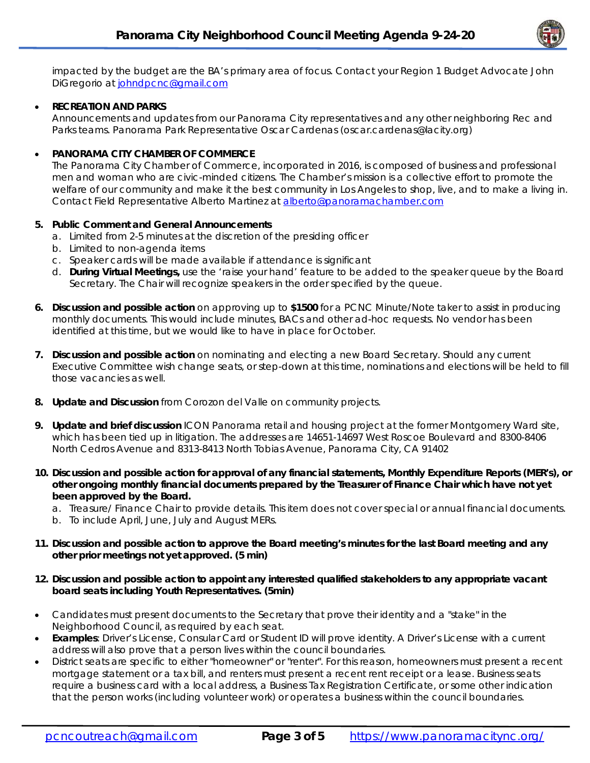impacted by the budget are the BA's primary area of focus. Contact your Region 1 Budget Advocate John DiGregorio at johndpcnc@gmail.com

- **RECREATION AND PARKS**
  Announcements and updates from our Panorama City representatives and any other neighboring Rec and Parks teams. Panorama Park Representative Oscar Cardenas (oscar.cardenas@lacity.org)

- **PANORAMA CITY CHAMBER OF COMMERCE**
  The Panorama City Chamber of Commerce, incorporated in 2016, is composed of business and professional men and woman who are civic-minded citizens. The Chamber's mission is a collective effort to promote the welfare of our community and make it the best community in Los Angeles to shop, live, and to make a living in. Contact Field Representative Alberto Martinez at alberto@panoramachamber.com

5. **Public Comment and General Announcements**
   a. Limited from 2-5 minutes at the discretion of the presiding officer
   b. Limited to non-agenda items
   c. Speaker cards will be made available if attendance is significant
   d. **During Virtual Meetings,** use the 'raise your hand' feature to be added to the speaker queue by the Board Secretary. The Chair will recognize speakers in the order specified by the queue.

6. **Discussion and possible action** on approving up to **$1500** for a PCNC Minute/Note taker to assist in producing monthly documents. This would include minutes, BACs and other ad-hoc requests. No vendor has been identified at this time, but we would like to have in place for October.

7. **Discussion and possible action** on nominating and electing a new Board Secretary. Should any current Executive Committee wish change seats, or step-down at this time, nominations and elections will be held to fill those vacancies as well.

8. **Update and Discussion** from Corozon del Valle on community projects.

9. **Update and brief discussion** ICON Panorama retail and housing project at the former Montgomery Ward site, which has been tied up in litigation. The addresses are 14651-14697 West Roscoe Boulevard and 8300-8406 North Cedros Avenue and 8313-8413 North Tobias Avenue, Panorama City, CA 91402

10. **Discussion and possible action for approval of any financial statements, Monthly Expenditure Reports (MER's), or other ongoing monthly financial documents prepared by the Treasurer of Finance Chair which have not yet been approved by the Board.**
    a. Treasure/ Finance Chair to provide details. This item does not cover special or annual financial documents.
    b. To include April, June, July and August MERs.

11. **Discussion and possible action to approve the Board meeting's minutes for the last Board meeting and any other prior meetings not yet approved. (5 min)**

12. **Discussion and possible action to appoint any interested qualified stakeholders to any appropriate vacant board seats including Youth Representatives. (5min)**

- Candidates must present documents to the Secretary that prove their identity and a "stake" in the Neighborhood Council, as required by each seat.
- **Examples**: Driver's License, Consular Card or Student ID will prove identity. A Driver's License with a current address will also prove that a person lives within the council boundaries.
- District seats are specific to either "homeowner" or "renter". For this reason, homeowners must present a recent mortgage statement or a tax bill, and renters must present a recent rent receipt or a lease. Business seats require a business card with a local address, a Business Tax Registration Certificate, or some other indication that the person works (including volunteer work) or operates a business within the council boundaries.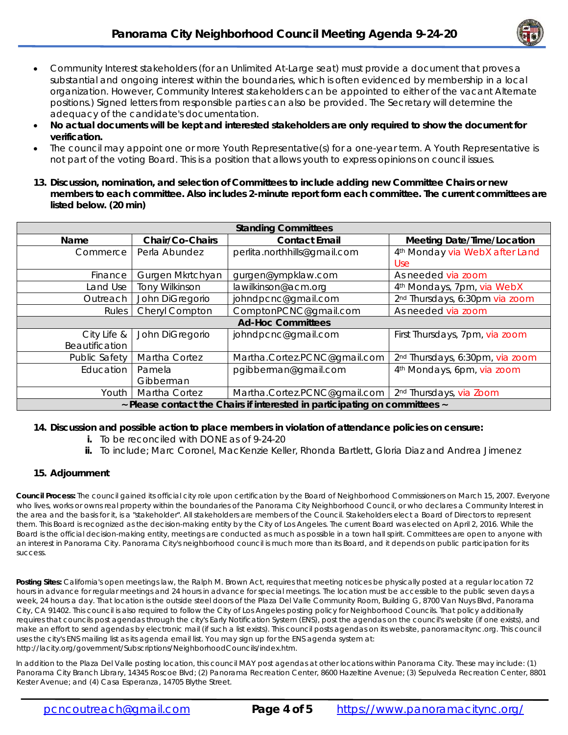- Community Interest stakeholders (for an Unlimited At-Large seat) must provide a document that proves a substantial and ongoing interest within the boundaries, which is often evidenced by membership in a local organization. However, Community Interest stakeholders can be appointed to either of the vacant Alternate positions.) Signed letters from responsible parties can also be provided. The Secretary will determine the adequacy of the candidate's documentation.
- **No actual documents will be kept and interested stakeholders are only required to show the document for verification.**
- The council may appoint one or more Youth Representative(s) for a one-year term. A Youth Representative is not part of the voting Board. This is a position that allows youth to express opinions on council issues.

**13. Discussion, nomination, and selection of Committees to include adding new Committee Chairs or new members to each committee. Also includes 2-minute report form each committee. The current committees are listed below. (20 min)**

| **Standing Committees** | | | |
|---|---|---|---|
| **Name** | **Chair/Co-Chairs** | **Contact Email** | **Meeting Date/Time/Location** |
| Commerce | Perla Abundez | perlita.northhills@gmail.com | 4th Monday via WebX after Land Use |
| Finance | Gurgen Mkrtchyan | gurgen@ympklaw.com | As needed via zoom |
| Land Use | Tony Wilkinson | lawilkinson@acm.org | 4th Mondays, 7pm, via WebX |
| Outreach | John DiGregorio | johndpcnc@gmail.com | 2nd Thursdays, 6:30pm via zoom |
| Rules | Cheryl Compton | ComptonPCNC@gmail.com | As needed via zoom |
| **Ad-Hoc Committees** | | | |
| City Life & Beautification | John DiGregorio | johndpcnc@gmail.com | First Thursdays, 7pm, via zoom |
| Public Safety | Martha Cortez | Martha.Cortez.PCNC@gmail.com | 2nd Thursdays, 6:30pm, via zoom |
| Education | Pamela Gibberman | pgibberman@gmail.com | 4th Mondays, 6pm, via zoom |
| Youth | Martha Cortez | Martha.Cortez.PCNC@gmail.com | 2nd Thursdays, via Zoom |
| **~ Please contact the Chairs if interested in participating on committees ~** | | | |

**14. Discussion and possible action to place members in violation of attendance policies on censure:**

- **i.** To be reconciled with DONE as of 9-24-20
- **ii.** To include; Marc Coronel, MacKenzie Keller, Rhonda Bartlett, Gloria Diaz and Andrea Jimenez

**15. Adjournment**

**Council Process:** The council gained its official city role upon certification by the Board of Neighborhood Commissioners on March 15, 2007. Everyone who lives, works or owns real property within the boundaries of the Panorama City Neighborhood Council, or who declares a Community Interest in the area and the basis for it, is a "stakeholder". All stakeholders are members of the Council. Stakeholders elect a Board of Directors to represent them. This Board is recognized as the decision-making entity by the City of Los Angeles. The current Board was elected on April 2, 2016. While the Board is the official decision-making entity, meetings are conducted as much as possible in a town hall spirit. Committees are open to anyone with an interest in Panorama City. Panorama City's neighborhood council is much more than its Board, and it depends on public participation for its success.

**Posting Sites:** California's open meetings law, the Ralph M. Brown Act, requires that meeting notices be physically posted at a regular location 72 hours in advance for regular meetings and 24 hours in advance for special meetings. The location must be accessible to the public seven days a week, 24 hours a day. That location is the outside steel doors of the Plaza Del Valle Community Room, Building G, 8700 Van Nuys Blvd, Panorama City, CA 91402. This council is also required to follow the City of Los Angeles posting policy for Neighborhood Councils. That policy additionally requires that councils post agendas through the city's Early Notification System (ENS), post the agendas on the council's website (if one exists), and make an effort to send agendas by electronic mail (if such a list exists). This council posts agendas on its website, panoramacitync.org. This council uses the city's ENS mailing list as its agenda email list. You may sign up for the ENS agenda system at: http://lacity.org/government/Subscriptions/NeighborhoodCouncils/index.htm.

In addition to the Plaza Del Valle posting location, this council MAY post agendas at other locations within Panorama City. These may include: (1) Panorama City Branch Library, 14345 Roscoe Blvd; (2) Panorama Recreation Center, 8600 Hazeltine Avenue; (3) Sepulveda Recreation Center, 8801 Kester Avenue; and (4) Casa Esperanza, 14705 Blythe Street.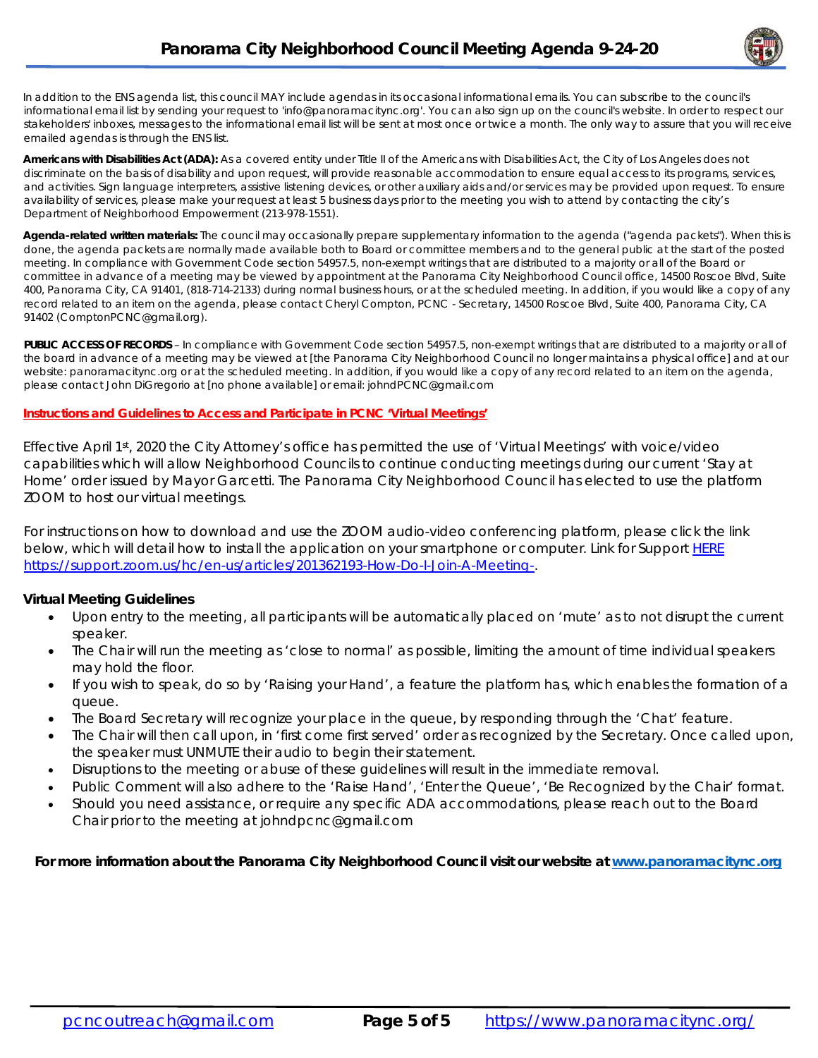In addition to the ENS agenda list, this council MAY include agendas in its occasional informational emails. You can subscribe to the council's informational email list by sending your request to 'info@panoramacitync.org'. You can also sign up on the council's website. In order to respect our stakeholders' inboxes, messages to the informational email list will be sent at most once or twice a month. The only way to assure that you will receive emailed agendas is through the ENS list.

**Americans with Disabilities Act (ADA):** As a covered entity under Title II of the Americans with Disabilities Act, the City of Los Angeles does not discriminate on the basis of disability and upon request, will provide reasonable accommodation to ensure equal access to its programs, services, and activities. Sign language interpreters, assistive listening devices, or other auxiliary aids and/or services may be provided upon request. To ensure availability of services, please make your request at least 5 business days prior to the meeting you wish to attend by contacting the city's Department of Neighborhood Empowerment (213-978-1551).

**Agenda-related written materials:** The council may occasionally prepare supplementary information to the agenda ("agenda packets"). When this is done, the agenda packets are normally made available both to Board or committee members and to the general public at the start of the posted meeting. In compliance with Government Code section 54957.5, non-exempt writings that are distributed to a majority or all of the Board or committee in advance of a meeting may be viewed by appointment at the Panorama City Neighborhood Council office, 14500 Roscoe Blvd, Suite 400, Panorama City, CA 91401, (818-714-2133) during normal business hours, or at the scheduled meeting. In addition, if you would like a copy of any record related to an item on the agenda, please contact Cheryl Compton, PCNC - Secretary, 14500 Roscoe Blvd, Suite 400, Panorama City, CA 91402 (ComptonPCNC@gmail.org).

**PUBLIC ACCESS OF RECORDS** – In compliance with Government Code section 54957.5, non-exempt writings that are distributed to a majority or all of the board in advance of a meeting may be viewed at [the Panorama City Neighborhood Council no longer maintains a physical office] and at our website: panoramacitync.org or at the scheduled meeting. In addition, if you would like a copy of any record related to an item on the agenda, please contact John DiGregorio at [no phone available] or email: johndPCNC@gmail.com

**Instructions and Guidelines to Access and Participate in PCNC 'Virtual Meetings'**

Effective April 1st, 2020 the City Attorney's office has permitted the use of 'Virtual Meetings' with voice/video capabilities which will allow Neighborhood Councils to continue conducting meetings during our current 'Stay at Home' order issued by Mayor Garcetti. The Panorama City Neighborhood Council has elected to use the platform ZOOM to host our virtual meetings.

For instructions on how to download and use the ZOOM audio-video conferencing platform, please click the link below, which will detail how to install the application on your smartphone or computer. Link for Support [HERE](https://support.zoom.us/hc/en-us/articles/201362193-How-Do-I-Join-A-Meeting-) https://support.zoom.us/hc/en-us/articles/201362193-How-Do-I-Join-A-Meeting-.

**Virtual Meeting Guidelines**

- Upon entry to the meeting, all participants will be automatically placed on 'mute' as to not disrupt the current speaker.
- The Chair will run the meeting as 'close to normal' as possible, limiting the amount of time individual speakers may hold the floor.
- If you wish to speak, do so by 'Raising your Hand', a feature the platform has, which enables the formation of a queue.
- The Board Secretary will recognize your place in the queue, by responding through the 'Chat' feature.
- The Chair will then call upon, in 'first come first served' order as recognized by the Secretary. Once called upon, the speaker must UNMUTE their audio to begin their statement.
- Disruptions to the meeting or abuse of these guidelines will result in the immediate removal.
- Public Comment will also adhere to the 'Raise Hand', 'Enter the Queue', 'Be Recognized by the Chair' format.
- Should you need assistance, or require any specific ADA accommodations, please reach out to the Board Chair prior to the meeting at johndpcnc@gmail.com

**For more information about the Panorama City Neighborhood Council visit our website at [www.panoramacitync.org](http://www.panoramacitync.org)**